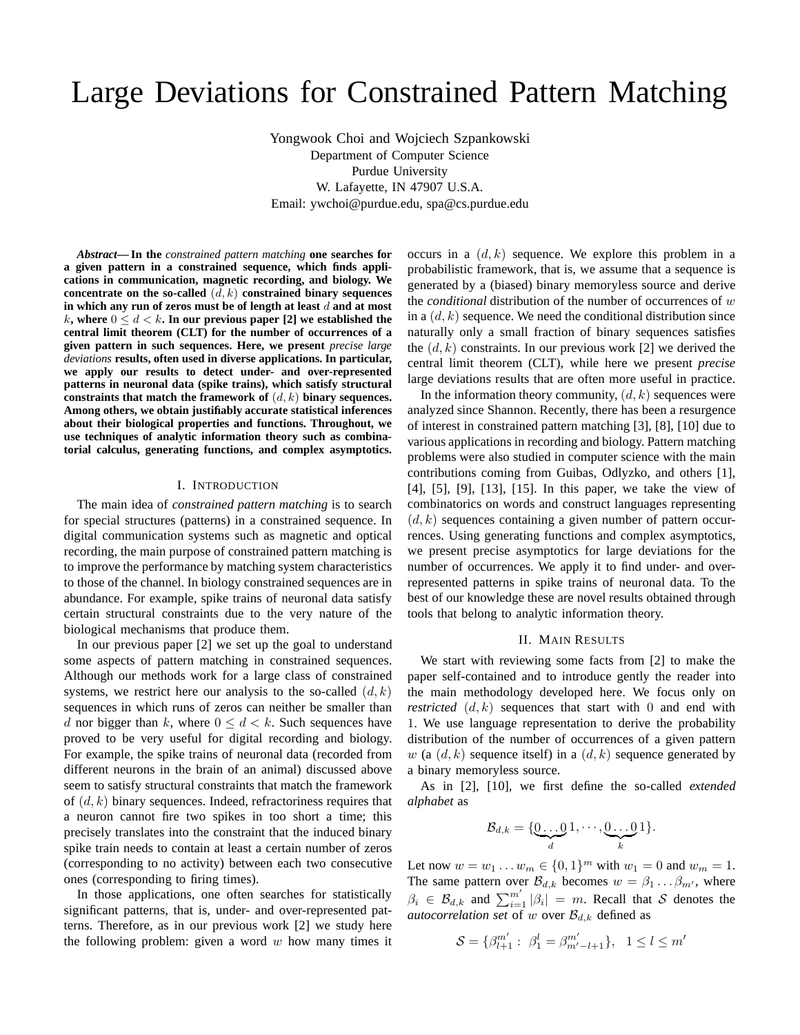# Large Deviations for Constrained Pattern Matching

Yongwook Choi and Wojciech Szpankowski
Department of Computer Science
Purdue University
W. Lafayette, IN 47907 U.S.A.
Email: ywchoi@purdue.edu, spa@cs.purdue.edu

***Abstract*— In the *constrained pattern matching* one searches for a given pattern in a constrained sequence, which finds applications in communication, magnetic recording, and biology. We concentrate on the so-called $(d, k)$ constrained binary sequences in which any run of zeros must be of length at least $d$ and at most $k$, where $0 \leq d < k$. In our previous paper [2] we established the central limit theorem (CLT) for the number of occurrences of a given pattern in such sequences. Here, we present *precise large deviations* results, often used in diverse applications. In particular, we apply our results to detect under- and over-represented patterns in neuronal data (spike trains), which satisfy structural constraints that match the framework of $(d, k)$ binary sequences. Among others, we obtain justifiably accurate statistical inferences about their biological properties and functions. Throughout, we use techniques of analytic information theory such as combinatorial calculus, generating functions, and complex asymptotics.**

## I. Introduction

The main idea of *constrained pattern matching* is to search for special structures (patterns) in a constrained sequence. In digital communication systems such as magnetic and optical recording, the main purpose of constrained pattern matching is to improve the performance by matching system characteristics to those of the channel. In biology constrained sequences are in abundance. For example, spike trains of neuronal data satisfy certain structural constraints due to the very nature of the biological mechanisms that produce them.

In our previous paper [2] we set up the goal to understand some aspects of pattern matching in constrained sequences. Although our methods work for a large class of constrained systems, we restrict here our analysis to the so-called $(d, k)$ sequences in which runs of zeros can neither be smaller than $d$ nor bigger than $k$, where $0 \leq d < k$. Such sequences have proved to be very useful for digital recording and biology. For example, the spike trains of neuronal data (recorded from different neurons in the brain of an animal) discussed above seem to satisfy structural constraints that match the framework of $(d, k)$ binary sequences. Indeed, refractoriness requires that a neuron cannot fire two spikes in too short a time; this precisely translates into the constraint that the induced binary spike train needs to contain at least a certain number of zeros (corresponding to no activity) between each two consecutive ones (corresponding to firing times).

In those applications, one often searches for statistically significant patterns, that is, under- and over-represented patterns. Therefore, as in our previous work [2] we study here the following problem: given a word $w$ how many times it occurs in a $(d, k)$ sequence. We explore this problem in a probabilistic framework, that is, we assume that a sequence is generated by a (biased) binary memoryless source and derive the *conditional* distribution of the number of occurrences of $w$ in a $(d, k)$ sequence. We need the conditional distribution since naturally only a small fraction of binary sequences satisfies the $(d, k)$ constraints. In our previous work [2] we derived the central limit theorem (CLT), while here we present *precise* large deviations results that are often more useful in practice.

In the information theory community, $(d, k)$ sequences were analyzed since Shannon. Recently, there has been a resurgence of interest in constrained pattern matching [3], [8], [10] due to various applications in recording and biology. Pattern matching problems were also studied in computer science with the main contributions coming from Guibas, Odlyzko, and others [1], [4], [5], [9], [13], [15]. In this paper, we take the view of combinatorics on words and construct languages representing $(d, k)$ sequences containing a given number of pattern occurrences. Using generating functions and complex asymptotics, we present precise asymptotics for large deviations for the number of occurrences. We apply it to find under- and over-represented patterns in spike trains of neuronal data. To the best of our knowledge these are novel results obtained through tools that belong to analytic information theory.

## II. Main Results

We start with reviewing some facts from [2] to make the paper self-contained and to introduce gently the reader into the main methodology developed here. We focus only on *restricted* $(d, k)$ sequences that start with 0 and end with 1. We use language representation to derive the probability distribution of the number of occurrences of a given pattern $w$ (a $(d, k)$ sequence itself) in a $(d, k)$ sequence generated by a binary memoryless source.

As in [2], [10], we first define the so-called *extended alphabet* as

$$\mathcal{B}_{d,k} = \{\underbrace{0\ldots0}_{d}1, \cdots, \underbrace{0\ldots0}_{k}1\}.$$

Let now $w = w_1 \ldots w_m \in \{0, 1\}^m$ with $w_1 = 0$ and $w_m = 1$. The same pattern over $\mathcal{B}_{d,k}$ becomes $w = \beta_1 \ldots \beta_{m'}$, where $\beta_i \in \mathcal{B}_{d,k}$ and $\sum_{i=1}^{m'} |\beta_i| = m$. Recall that $\mathcal{S}$ denotes the *autocorrelation set* of $w$ over $\mathcal{B}_{d,k}$ defined as

$$\mathcal{S} = \{\beta_{l+1}^{m'} : \ \beta_1^l = \beta_{m'-l+1}^{m'}\}, \quad 1 \leq l \leq m'$$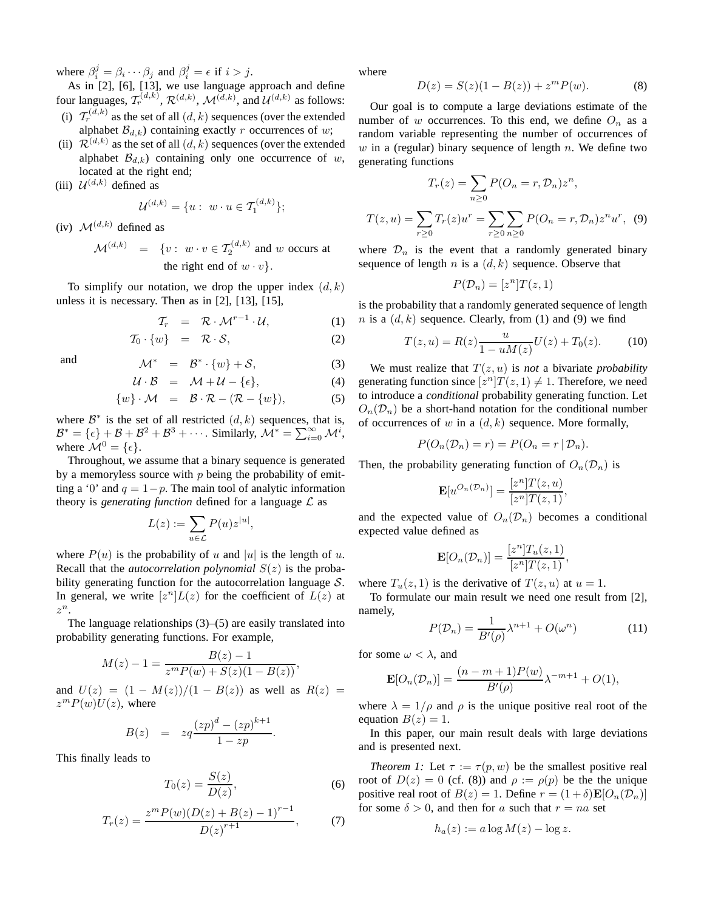where $\beta_i^j = \beta_i \cdots \beta_j$ and $\beta_i^j = \epsilon$ if $i > j$.

As in [2], [6], [13], we use language approach and define four languages, $\mathcal{T}_r^{(d,k)}$, $\mathcal{R}^{(d,k)}$, $\mathcal{M}^{(d,k)}$, and $\mathcal{U}^{(d,k)}$ as follows:

(i) $\mathcal{T}_r^{(d,k)}$ as the set of all $(d,k)$ sequences (over the extended alphabet $\mathcal{B}_{d,k}$) containing exactly $r$ occurrences of $w$;

(ii) $\mathcal{R}^{(d,k)}$ as the set of all $(d,k)$ sequences (over the extended alphabet $\mathcal{B}_{d,k}$) containing only one occurrence of $w$, located at the right end;

(iii) $\mathcal{U}^{(d,k)}$ defined as

$$\mathcal{U}^{(d,k)} = \{u : \ w \cdot u \in \mathcal{T}_1^{(d,k)}\};$$

(iv) $\mathcal{M}^{(d,k)}$ defined as

$$\mathcal{M}^{(d,k)} \quad = \quad \{v : \ w \cdot v \in \mathcal{T}_2^{(d,k)} \text{ and } w \text{ occurs at the right end of } w \cdot v\}.$$

To simplify our notation, we drop the upper index $(d,k)$ unless it is necessary. Then as in [2], [13], [15],

$$\mathcal{T}_r \quad = \quad \mathcal{R} \cdot \mathcal{M}^{r-1} \cdot \mathcal{U}, \tag{1}$$

$$\mathcal{T}_0 \cdot \{w\} \quad = \quad \mathcal{R} \cdot \mathcal{S}, \tag{2}$$

and

$$\mathcal{M}^* \quad = \quad \mathcal{B}^* \cdot \{w\} + \mathcal{S}, \tag{3}$$

$$\mathcal{U} \cdot \mathcal{B} \quad = \quad \mathcal{M} + \mathcal{U} - \{\epsilon\}, \tag{4}$$

$$\{w\} \cdot \mathcal{M} \quad = \quad \mathcal{B} \cdot \mathcal{R} - (\mathcal{R} - \{w\}), \tag{5}$$

where $\mathcal{B}^*$ is the set of all restricted $(d,k)$ sequences, that is, $\mathcal{B}^* = \{\epsilon\} + \mathcal{B} + \mathcal{B}^2 + \mathcal{B}^3 + \cdots$. Similarly, $\mathcal{M}^* = \sum_{i=0}^{\infty} \mathcal{M}^i$, where $\mathcal{M}^0 = \{\epsilon\}$.

Throughout, we assume that a binary sequence is generated by a memoryless source with $p$ being the probability of emitting a '0' and $q = 1-p$. The main tool of analytic information theory is *generating function* defined for a language $\mathcal{L}$ as

$$L(z) := \sum_{u \in \mathcal{L}} P(u) z^{|u|},$$

where $P(u)$ is the probability of $u$ and $|u|$ is the length of $u$. Recall that the *autocorrelation polynomial* $S(z)$ is the probability generating function for the autocorrelation language $\mathcal{S}$. In general, we write $[z^n]L(z)$ for the coefficient of $L(z)$ at $z^n$.

The language relationships (3)–(5) are easily translated into probability generating functions. For example,

$$M(z) - 1 = \frac{B(z) - 1}{z^m P(w) + S(z)(1 - B(z))},$$

and $U(z) = (1 - M(z))/(1 - B(z))$ as well as $R(z) = z^m P(w) U(z)$, where

$$B(z) \quad = \quad zq \frac{(zp)^d - (zp)^{k+1}}{1 - zp}.$$

This finally leads to

$$T_0(z) = \frac{S(z)}{D(z)}, \tag{6}$$

$$T_r(z) = \frac{z^m P(w) (D(z) + B(z) - 1)^{r-1}}{D(z)^{r+1}}, \tag{7}$$

where

$$D(z) = S(z)(1 - B(z)) + z^m P(w). \tag{8}$$

Our goal is to compute a large deviations estimate of the number of $w$ occurrences. To this end, we define $O_n$ as a random variable representing the number of occurrences of $w$ in a (regular) binary sequence of length $n$. We define two generating functions

$$T_r(z) = \sum_{n \geq 0} P(O_n = r, \mathcal{D}_n) z^n,$$

$$T(z,u) = \sum_{r \geq 0} T_r(z) u^r = \sum_{r \geq 0} \sum_{n \geq 0} P(O_n = r, \mathcal{D}_n) z^n u^r, \tag{9}$$

where $\mathcal{D}_n$ is the event that a randomly generated binary sequence of length $n$ is a $(d,k)$ sequence. Observe that

$$P(\mathcal{D}_n) = [z^n] T(z, 1)$$

is the probability that a randomly generated sequence of length $n$ is a $(d,k)$ sequence. Clearly, from (1) and (9) we find

$$T(z,u) = R(z) \frac{u}{1 - uM(z)} U(z) + T_0(z). \tag{10}$$

We must realize that $T(z,u)$ is *not* a bivariate *probability* generating function since $[z^n]T(z,1) \neq 1$. Therefore, we need to introduce a *conditional* probability generating function. Let $O_n(\mathcal{D}_n)$ be a short-hand notation for the conditional number of occurrences of $w$ in a $(d,k)$ sequence. More formally,

$$P(O_n(\mathcal{D}_n) = r) = P(O_n = r \mid \mathcal{D}_n).$$

Then, the probability generating function of $O_n(\mathcal{D}_n)$ is

$$\mathbf{E}[u^{O_n(\mathcal{D}_n)}] = \frac{[z^n]T(z,u)}{[z^n]T(z,1)},$$

and the expected value of $O_n(\mathcal{D}_n)$ becomes a conditional expected value defined as

$$\mathbf{E}[O_n(\mathcal{D}_n)] = \frac{[z^n]T_u(z,1)}{[z^n]T(z,1)},$$

where $T_u(z,1)$ is the derivative of $T(z,u)$ at $u = 1$.

To formulate our main result we need one result from [2], namely,

$$P(\mathcal{D}_n) = \frac{1}{B'(\rho)} \lambda^{n+1} + O(\omega^n) \tag{11}$$

for some $\omega < \lambda$, and

$$\mathbf{E}[O_n(\mathcal{D}_n)] = \frac{(n - m + 1)P(w)}{B'(\rho)} \lambda^{-m+1} + O(1),$$

where $\lambda = 1/\rho$ and $\rho$ is the unique positive real root of the equation $B(z) = 1$.

In this paper, our main result deals with large deviations and is presented next.

*Theorem 1:* Let $\tau := \tau(p,w)$ be the smallest positive real root of $D(z) = 0$ (cf. (8)) and $\rho := \rho(p)$ be the the unique positive real root of $B(z) = 1$. Define $r = (1+\delta)\mathbf{E}[O_n(\mathcal{D}_n)]$ for some $\delta > 0$, and then for $a$ such that $r = na$ set

$$h_a(z) := a \log M(z) - \log z.$$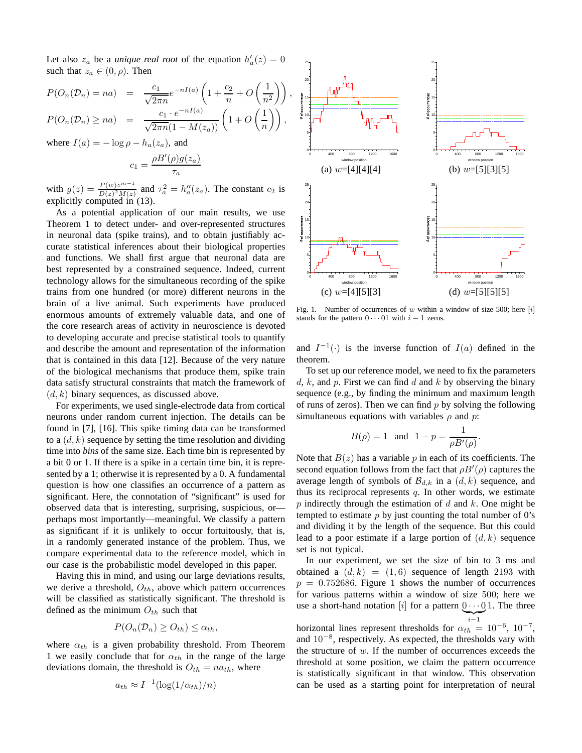Let also $z_a$ be a *unique real root* of the equation $h'_a(z) = 0$ such that $z_a \in (0, \rho)$. Then

$$P(O_n(\mathcal{D}_n) = na) = \frac{c_1}{\sqrt{2\pi n}} e^{-nI(a)} \left(1 + \frac{c_2}{n} + O\left(\frac{1}{n^2}\right)\right),$$

$$P(O_n(\mathcal{D}_n) \geq na) = \frac{c_1 \cdot e^{-nI(a)}}{\sqrt{2\pi n}(1 - M(z_a))} \left(1 + O\left(\frac{1}{n}\right)\right),$$

where $I(a) = -\log \rho - h_a(z_a)$, and

$$c_1 = \frac{\rho B'(\rho) g(z_a)}{\tau_a}$$

with $g(z) = \frac{P(w)z^{m-1}}{D(z)^2 M(z)}$ and $\tau_a^2 = h''_a(z_a)$. The constant $c_2$ is explicitly computed in (13).

As a potential application of our main results, we use Theorem 1 to detect under- and over-represented structures in neuronal data (spike trains), and to obtain justifiably accurate statistical inferences about their biological properties and functions. We shall first argue that neuronal data are best represented by a constrained sequence. Indeed, current technology allows for the simultaneous recording of the spike trains from one hundred (or more) different neurons in the brain of a live animal. Such experiments have produced enormous amounts of extremely valuable data, and one of the core research areas of activity in neuroscience is devoted to developing accurate and precise statistical tools to quantify and describe the amount and representation of the information that is contained in this data [12]. Because of the very nature of the biological mechanisms that produce them, spike train data satisfy structural constraints that match the framework of $(d, k)$ binary sequences, as discussed above.

For experiments, we used single-electrode data from cortical neurons under random current injection. The details can be found in [7], [16]. This spike timing data can be transformed to a $(d, k)$ sequence by setting the time resolution and dividing time into *bins* of the same size. Each time bin is represented by a bit 0 or 1. If there is a spike in a certain time bin, it is represented by a 1; otherwise it is represented by a 0. A fundamental question is how one classifies an occurrence of a pattern as significant. Here, the connotation of "significant" is used for observed data that is interesting, surprising, suspicious, or—perhaps most importantly—meaningful. We classify a pattern as significant if it is unlikely to occur fortuitously, that is, in a randomly generated instance of the problem. Thus, we compare experimental data to the reference model, which in our case is the probabilistic model developed in this paper.

Having this in mind, and using our large deviations results, we derive a threshold, $O_{th}$, above which pattern occurrences will be classified as statistically significant. The threshold is defined as the minimum $O_{th}$ such that

$$P(O_n(\mathcal{D}_n) \geq O_{th}) \leq \alpha_{th},$$

where $\alpha_{th}$ is a given probability threshold. From Theorem 1 we easily conclude that for $\alpha_{th}$ in the range of the large deviations domain, the threshold is $O_{th} = na_{th}$, where

$$a_{th} \approx I^{-1}(\log(1/\alpha_{th})/n)$$

Fig. 1. Number of occurrences of $w$ within a window of size 500; here $[i]$ stands for the pattern $0 \cdots 01$ with $i-1$ zeros. (a) $w$=[4][4][4] (b) $w$=[5][3][5] (c) $w$=[4][5][3] (d) $w$=[5][5][5]

and $I^{-1}(\cdot)$ is the inverse function of $I(a)$ defined in the theorem.

To set up our reference model, we need to fix the parameters $d$, $k$, and $p$. First we can find $d$ and $k$ by observing the binary sequence (e.g., by finding the minimum and maximum length of runs of zeros). Then we can find $p$ by solving the following simultaneous equations with variables $\rho$ and $p$:

$$B(\rho) = 1 \quad \text{and} \quad 1 - p = \frac{1}{\rho B'(\rho)}.$$

Note that $B(z)$ has a variable $p$ in each of its coefficients. The second equation follows from the fact that $\rho B'(\rho)$ captures the average length of symbols of $\mathcal{B}_{d,k}$ in a $(d, k)$ sequence, and thus its reciprocal represents $q$. In other words, we estimate $p$ indirectly through the estimation of $d$ and $k$. One might be tempted to estimate $p$ by just counting the total number of 0's and dividing it by the length of the sequence. But this could lead to a poor estimate if a large portion of $(d, k)$ sequence set is not typical.

In our experiment, we set the size of bin to 3 ms and obtained a $(d, k) = (1, 6)$ sequence of length 2193 with $p = 0.752686$. Figure 1 shows the number of occurrences for various patterns within a window of size 500; here we use a short-hand notation $[i]$ for a pattern $\underbrace{0 \cdots 0}_{i-1}1$. The three horizontal lines represent thresholds for $\alpha_{th} = 10^{-6}$, $10^{-7}$, and $10^{-8}$, respectively. As expected, the thresholds vary with the structure of $w$. If the number of occurrences exceeds the threshold at some position, we claim the pattern occurrence is statistically significant in that window. This observation can be used as a starting point for interpretation of neural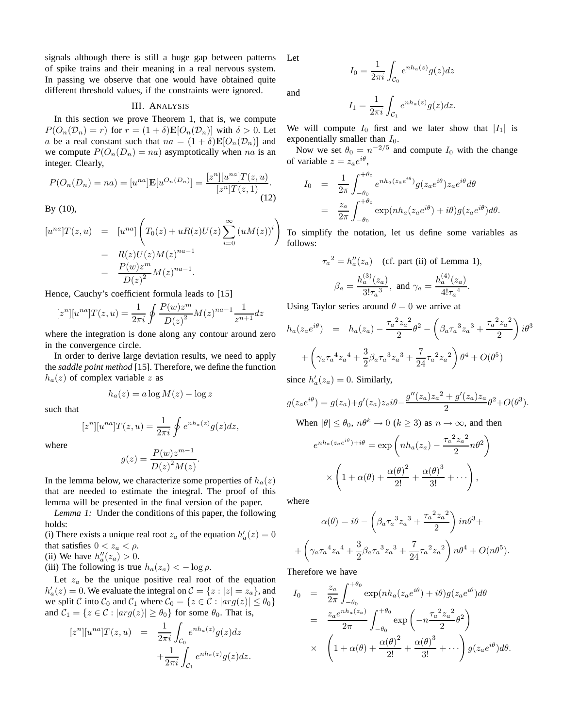signals although there is still a huge gap between patterns of spike trains and their meaning in a real nervous system. In passing we observe that one would have obtained quite different threshold values, if the constraints were ignored.

## III. Analysis

In this section we prove Theorem 1, that is, we compute $P(O_n(\mathcal{D}_n) = r)$ for $r = (1+\delta)\mathbf{E}[O_n(\mathcal{D}_n)]$ with $\delta > 0$. Let $a$ be a real constant such that $na = (1+\delta)\mathbf{E}[O_n(\mathcal{D}_n)]$ and we compute $P(O_n(D_n) = na)$ asymptotically when $na$ is an integer. Clearly,

$$P(O_n(D_n) = na) = [u^{na}]\mathbf{E}[u^{O_n(D_n)}] = \frac{[z^n][u^{na}]T(z,u)}{[z^n]T(z,1)}. \tag{12}$$

By (10),

$$\begin{aligned}
[u^{na}]T(z,u) &= [u^{na}]\left(T_0(z) + uR(z)U(z)\sum_{i=0}^{\infty}(uM(z))^i\right) \\
&= R(z)U(z)M(z)^{na-1} \\
&= \frac{P(w)z^m}{D(z)^2}M(z)^{na-1}.
\end{aligned}$$

Hence, Cauchy's coefficient formula leads to [15]

$$[z^n][u^{na}]T(z,u) = \frac{1}{2\pi i}\oint \frac{P(w)z^m}{D(z)^2}M(z)^{na-1}\frac{1}{z^{n+1}}dz$$

where the integration is done along any contour around zero in the convergence circle.

In order to derive large deviation results, we need to apply the *saddle point method* [15]. Therefore, we define the function $h_a(z)$ of complex variable $z$ as

$$h_a(z) = a\log M(z) - \log z$$

such that

$$[z^n][u^{na}]T(z,u) = \frac{1}{2\pi i}\oint e^{nh_a(z)}g(z)dz,$$

where

$$g(z) = \frac{P(w)z^{m-1}}{D(z)^2 M(z)}.$$

In the lemma below, we characterize some properties of $h_a(z)$ that are needed to estimate the integral. The proof of this lemma will be presented in the final version of the paper.

*Lemma 1:* Under the conditions of this paper, the following holds:
(i) There exists a unique real root $z_a$ of the equation $h_a'(z) = 0$ that satisfies $0 < z_a < \rho$.
(ii) We have $h_a''(z_a) > 0$.
(iii) The following is true $h_a(z_a) < -\log\rho$.

Let $z_a$ be the unique positive real root of the equation $h_a'(z) = 0$. We evaluate the integral on $\mathcal{C} = \{z : |z| = z_a\}$, and we split $\mathcal{C}$ into $\mathcal{C}_0$ and $\mathcal{C}_1$ where $\mathcal{C}_0 = \{z \in \mathcal{C} : |arg(z)| \le \theta_0\}$ and $\mathcal{C}_1 = \{z \in \mathcal{C} : |arg(z)| \ge \theta_0\}$ for some $\theta_0$. That is,

$$\begin{aligned}
[z^n][u^{na}]T(z,u) &= \frac{1}{2\pi i}\int_{\mathcal{C}_0} e^{nh_a(z)}g(z)dz \\
&\quad + \frac{1}{2\pi i}\int_{\mathcal{C}_1} e^{nh_a(z)}g(z)dz.
\end{aligned}$$

Let

$$I_0 = \frac{1}{2\pi i}\int_{\mathcal{C}_0} e^{nh_a(z)}g(z)dz$$

and

$$I_1 = \frac{1}{2\pi i}\int_{\mathcal{C}_1} e^{nh_a(z)}g(z)dz.$$

We will compute $I_0$ first and we later show that $|I_1|$ is exponentially smaller than $I_0$.

Now we set $\theta_0 = n^{-2/5}$ and compute $I_0$ with the change of variable $z = z_a e^{i\theta}$,

$$\begin{aligned}
I_0 &= \frac{1}{2\pi}\int_{-\theta_0}^{+\theta_0} e^{nh_a(z_a e^{i\theta})}g(z_a e^{i\theta})z_a e^{i\theta}d\theta \\
&= \frac{z_a}{2\pi}\int_{-\theta_0}^{+\theta_0} \exp(nh_a(z_a e^{i\theta}) + i\theta)g(z_a e^{i\theta})d\theta.
\end{aligned}$$

To simplify the notation, let us define some variables as follows:

$${\tau_a}^2 = h_a''(z_a) \quad \text{(cf. part (ii) of Lemma 1)},$$

$$\beta_a = \frac{h_a^{(3)}(z_a)}{3!{\tau_a}^3}, \text{ and } \gamma_a = \frac{h_a^{(4)}(z_a)}{4!{\tau_a}^4}.$$

Using Taylor series around $\theta = 0$ we arrive at

$$\begin{aligned}
h_a(z_a e^{i\theta}) &= h_a(z_a) - \frac{{\tau_a}^2{z_a}^2}{2}\theta^2 - \left(\beta_a{\tau_a}^3{z_a}^3 + \frac{{\tau_a}^2{z_a}^2}{2}\right)i\theta^3 \\
&\quad + \left(\gamma_a{\tau_a}^4{z_a}^4 + \frac{3}{2}\beta_a{\tau_a}^3{z_a}^3 + \frac{7}{24}{\tau_a}^2{z_a}^2\right)\theta^4 + O(\theta^5)
\end{aligned}$$

since $h_a'(z_a) = 0$. Similarly,

$$g(z_a e^{i\theta}) = g(z_a) + g'(z_a)z_a i\theta - \frac{g''(z_a){z_a}^2 + g'(z_a)z_a}{2}\theta^2 + O(\theta^3).$$

When $|\theta| \le \theta_0$, $n\theta^k \to 0$ ($k \ge 3$) as $n \to \infty$, and then

$$\begin{aligned}
e^{nh_a(z_a e^{i\theta}) + i\theta} &= \exp\left(nh_a(z_a) - \frac{{\tau_a}^2{z_a}^2}{2}n\theta^2\right) \\
&\quad \times \left(1 + \alpha(\theta) + \frac{\alpha(\theta)^2}{2!} + \frac{\alpha(\theta)^3}{3!} + \cdots\right),
\end{aligned}$$

where

$$\begin{aligned}
\alpha(\theta) &= i\theta - \left(\beta_a{\tau_a}^3{z_a}^3 + \frac{{\tau_a}^2{z_a}^2}{2}\right)in\theta^3 + \\
&\quad + \left(\gamma_a{\tau_a}^4{z_a}^4 + \frac{3}{2}\beta_a{\tau_a}^3{z_a}^3 + \frac{7}{24}{\tau_a}^2{z_a}^2\right)n\theta^4 + O(n\theta^5).
\end{aligned}$$

Therefore we have

$$\begin{aligned}
I_0 &= \frac{z_a}{2\pi}\int_{-\theta_0}^{+\theta_0} \exp(nh_a(z_a e^{i\theta}) + i\theta)g(z_a e^{i\theta})d\theta \\
&= \frac{z_a e^{nh_a(z_a)}}{2\pi}\int_{-\theta_0}^{+\theta_0} \exp\left(-n\frac{{\tau_a}^2{z_a}^2}{2}\theta^2\right) \\
&\quad \times \left(1 + \alpha(\theta) + \frac{\alpha(\theta)^2}{2!} + \frac{\alpha(\theta)^3}{3!} + \cdots\right)g(z_a e^{i\theta})d\theta.
\end{aligned}$$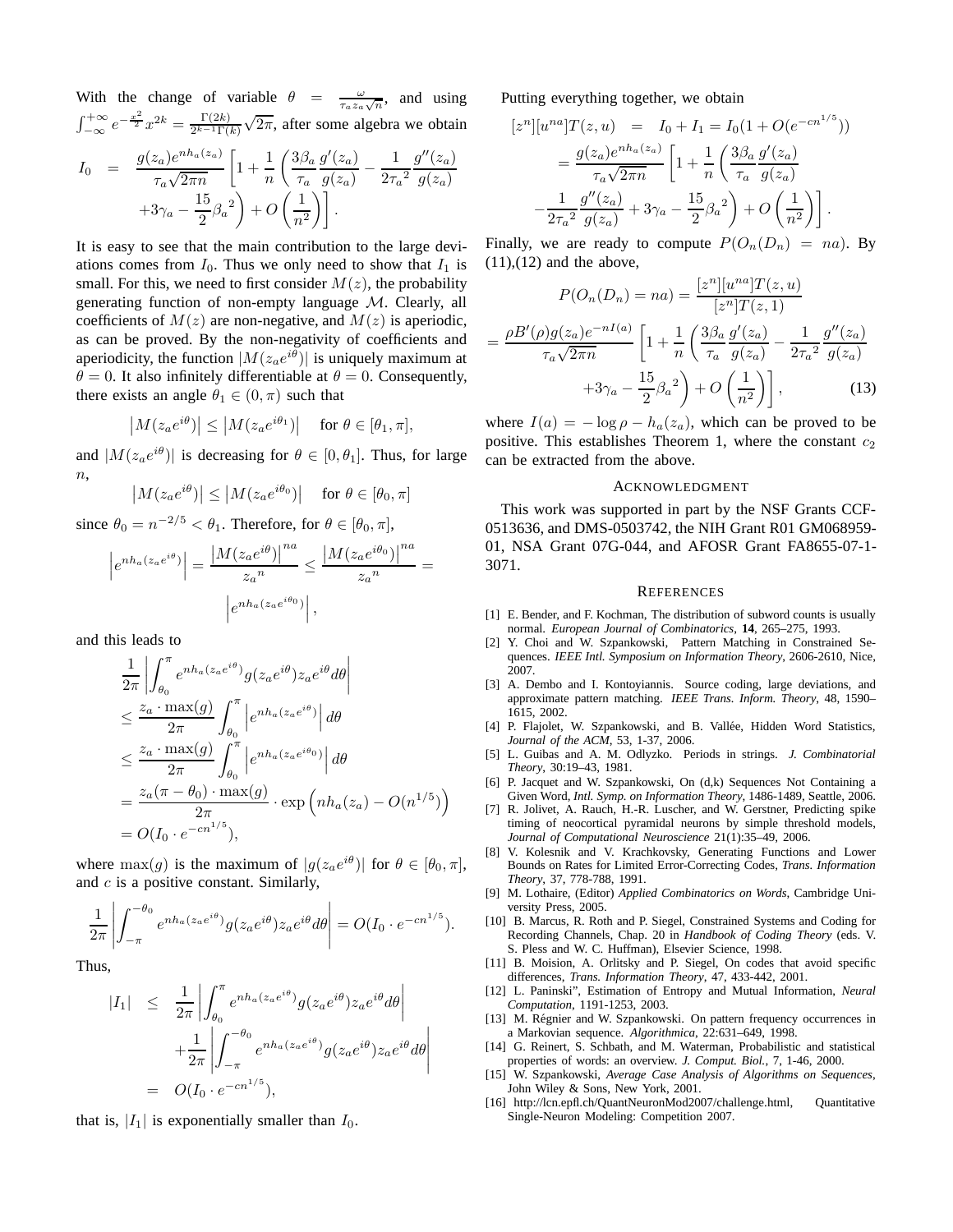With the change of variable $\theta = \frac{\omega}{\tau_a z_a \sqrt{n}}$, and using $\int_{-\infty}^{+\infty} e^{-\frac{x^2}{2}} x^{2k} = \frac{\Gamma(2k)}{2^{k-1}\Gamma(k)}\sqrt{2\pi}$, after some algebra we obtain

$$
\begin{aligned}
I_0 &= \frac{g(z_a)e^{nh_a(z_a)}}{\tau_a\sqrt{2\pi n}}\left[1 + \frac{1}{n}\left(\frac{3\beta_a}{\tau_a}\frac{g'(z_a)}{g(z_a)} - \frac{1}{2{\tau_a}^2}\frac{g''(z_a)}{g(z_a)}\right.\right.\\
&\quad \left.\left. +3\gamma_a - \frac{15}{2}{\beta_a}^2\right) + O\left(\frac{1}{n^2}\right)\right].
\end{aligned}
$$

It is easy to see that the main contribution to the large deviations comes from $I_0$. Thus we only need to show that $I_1$ is small. For this, we need to first consider $M(z)$, the probability generating function of non-empty language $\mathcal{M}$. Clearly, all coefficients of $M(z)$ are non-negative, and $M(z)$ is aperiodic, as can be proved. By the non-negativity of coefficients and aperiodicity, the function $|M(z_a e^{i\theta})|$ is uniquely maximum at $\theta = 0$. It also infinitely differentiable at $\theta = 0$. Consequently, there exists an angle $\theta_1 \in (0, \pi)$ such that

$$
\left|M(z_a e^{i\theta})\right| \le \left|M(z_a e^{i\theta_1})\right| \quad \text{for } \theta \in [\theta_1, \pi],
$$

and $|M(z_a e^{i\theta})|$ is decreasing for $\theta \in [0, \theta_1]$. Thus, for large $n$,

$$
\left|M(z_a e^{i\theta})\right| \le \left|M(z_a e^{i\theta_0})\right| \quad \text{for } \theta \in [\theta_0, \pi]
$$

since $\theta_0 = n^{-2/5} < \theta_1$. Therefore, for $\theta \in [\theta_0, \pi]$,

$$
\left|e^{nh_a(z_a e^{i\theta})}\right| = \frac{\left|M(z_a e^{i\theta})\right|^{na}}{{z_a}^n} \le \frac{\left|M(z_a e^{i\theta_0})\right|^{na}}{{z_a}^n} = \left|e^{nh_a(z_a e^{i\theta_0})}\right|,
$$

and this leads to

$$
\begin{aligned}
&\frac{1}{2\pi}\left|\int_{\theta_0}^{\pi} e^{nh_a(z_a e^{i\theta})} g(z_a e^{i\theta}) z_a e^{i\theta} d\theta\right| \\
&\le \frac{z_a \cdot \max(g)}{2\pi}\int_{\theta_0}^{\pi}\left|e^{nh_a(z_a e^{i\theta})}\right| d\theta \\
&\le \frac{z_a \cdot \max(g)}{2\pi}\int_{\theta_0}^{\pi}\left|e^{nh_a(z_a e^{i\theta_0})}\right| d\theta \\
&= \frac{z_a(\pi - \theta_0)\cdot \max(g)}{2\pi}\cdot \exp\left(nh_a(z_a) - O(n^{1/5})\right) \\
&= O(I_0 \cdot e^{-cn^{1/5}}),
\end{aligned}
$$

where $\max(g)$ is the maximum of $|g(z_a e^{i\theta})|$ for $\theta \in [\theta_0, \pi]$, and $c$ is a positive constant. Similarly,

$$
\frac{1}{2\pi}\left|\int_{-\pi}^{-\theta_0} e^{nh_a(z_a e^{i\theta})} g(z_a e^{i\theta}) z_a e^{i\theta} d\theta\right| = O(I_0 \cdot e^{-cn^{1/5}}).
$$

Thus,

$$
\begin{aligned}
|I_1| &\le \frac{1}{2\pi}\left|\int_{\theta_0}^{\pi} e^{nh_a(z_a e^{i\theta})} g(z_a e^{i\theta}) z_a e^{i\theta} d\theta\right| \\
&\quad + \frac{1}{2\pi}\left|\int_{-\pi}^{-\theta_0} e^{nh_a(z_a e^{i\theta})} g(z_a e^{i\theta}) z_a e^{i\theta} d\theta\right| \\
&= O(I_0 \cdot e^{-cn^{1/5}}),
\end{aligned}
$$

that is, $|I_1|$ is exponentially smaller than $I_0$.

Putting everything together, we obtain

$$
\begin{aligned}
[z^n][u^{na}]T(z,u) &= I_0 + I_1 = I_0(1 + O(e^{-cn^{1/5}})) \\
&= \frac{g(z_a)e^{nh_a(z_a)}}{\tau_a\sqrt{2\pi n}}\left[1 + \frac{1}{n}\left(\frac{3\beta_a}{\tau_a}\frac{g'(z_a)}{g(z_a)}\right.\right. \\
&\quad \left.\left. - \frac{1}{2{\tau_a}^2}\frac{g''(z_a)}{g(z_a)} + 3\gamma_a - \frac{15}{2}{\beta_a}^2\right) + O\left(\frac{1}{n^2}\right)\right].
\end{aligned}
$$

Finally, we are ready to compute $P(O_n(D_n) = na)$. By (11),(12) and the above,

$$
\begin{aligned}
P(O_n(D_n) = na) &= \frac{[z^n][u^{na}]T(z,u)}{[z^n]T(z,1)} \\
= \frac{\rho B'(\rho) g(z_a) e^{-nI(a)}}{\tau_a\sqrt{2\pi n}} &\left[1 + \frac{1}{n}\left(\frac{3\beta_a}{\tau_a}\frac{g'(z_a)}{g(z_a)} - \frac{1}{2{\tau_a}^2}\frac{g''(z_a)}{g(z_a)}\right.\right. \\
&\left.\left. +3\gamma_a - \frac{15}{2}{\beta_a}^2\right) + O\left(\frac{1}{n^2}\right)\right], \qquad (13)
\end{aligned}
$$

where $I(a) = -\log\rho - h_a(z_a)$, which can be proved to be positive. This establishes Theorem 1, where the constant $c_2$ can be extracted from the above.

## Acknowledgment

This work was supported in part by the NSF Grants CCF-0513636, and DMS-0503742, the NIH Grant R01 GM068959-01, NSA Grant 07G-044, and AFOSR Grant FA8655-07-1-3071.

## References

[1] E. Bender, and F. Kochman, The distribution of subword counts is usually normal. *European Journal of Combinatorics*, **14**, 265–275, 1993.

[2] Y. Choi and W. Szpankowski, Pattern Matching in Constrained Sequences. *IEEE Intl. Symposium on Information Theory*, 2606-2610, Nice, 2007.

[3] A. Dembo and I. Kontoyiannis. Source coding, large deviations, and approximate pattern matching. *IEEE Trans. Inform. Theory*, 48, 1590–1615, 2002.

[4] P. Flajolet, W. Szpankowski, and B. Vallée, Hidden Word Statistics, *Journal of the ACM*, 53, 1-37, 2006.

[5] L. Guibas and A. M. Odlyzko. Periods in strings. *J. Combinatorial Theory*, 30:19–43, 1981.

[6] P. Jacquet and W. Szpankowski, On (d,k) Sequences Not Containing a Given Word, *Intl. Symp. on Information Theory*, 1486-1489, Seattle, 2006.

[7] R. Jolivet, A. Rauch, H.-R. Luscher, and W. Gerstner, Predicting spike timing of neocortical pyramidal neurons by simple threshold models, *Journal of Computational Neuroscience* 21(1):35–49, 2006.

[8] V. Kolesnik and V. Krachkovsky, Generating Functions and Lower Bounds on Rates for Limited Error-Correcting Codes, *Trans. Information Theory*, 37, 778-788, 1991.

[9] M. Lothaire, (Editor) *Applied Combinatorics on Words*, Cambridge University Press, 2005.

[10] B. Marcus, R. Roth and P. Siegel, Constrained Systems and Coding for Recording Channels, Chap. 20 in *Handbook of Coding Theory* (eds. V. S. Pless and W. C. Huffman), Elsevier Science, 1998.

[11] B. Moision, A. Orlitsky and P. Siegel, On codes that avoid specific differences, *Trans. Information Theory*, 47, 433-442, 2001.

[12] L. Paninski", Estimation of Entropy and Mutual Information, *Neural Computation*, 1191-1253, 2003.

[13] M. Régnier and W. Szpankowski. On pattern frequency occurrences in a Markovian sequence. *Algorithmica*, 22:631–649, 1998.

[14] G. Reinert, S. Schbath, and M. Waterman, Probabilistic and statistical properties of words: an overview. *J. Comput. Biol.*, 7, 1-46, 2000.

[15] W. Szpankowski, *Average Case Analysis of Algorithms on Sequences*, John Wiley & Sons, New York, 2001.

[16] http://lcn.epfl.ch/QuantNeuronMod2007/challenge.html, Quantitative Single-Neuron Modeling: Competition 2007.